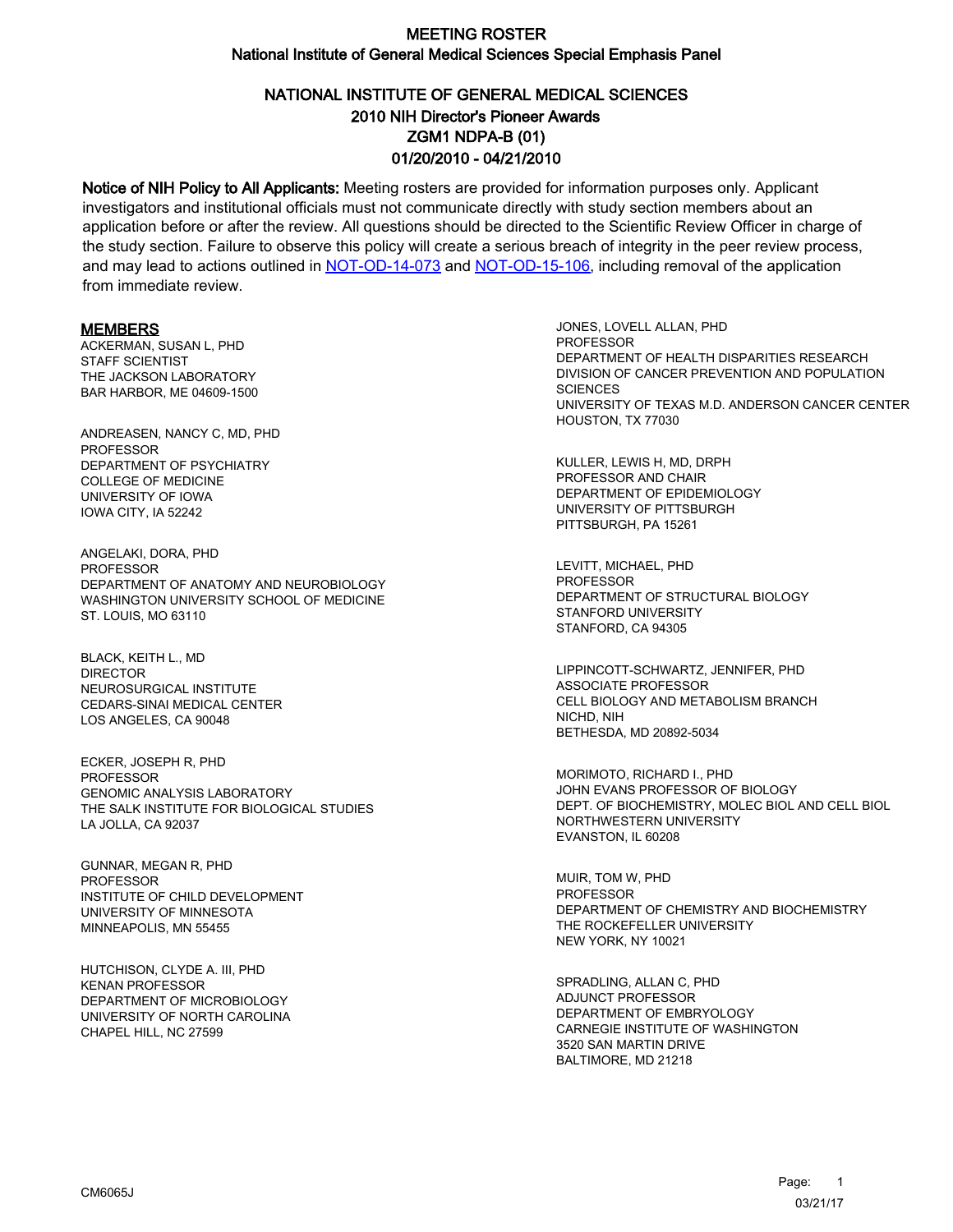# MEETING ROSTER

## National Institute of General Medical Sciences Special Emphasis Panel

## NATIONAL INSTITUTE OF GENERAL MEDICAL SCIENCES
## 2010 NIH Director's Pioneer Awards
## ZGM1 NDPA-B (01)
## 01/20/2010 - 04/21/2010

**Notice of NIH Policy to All Applicants:** Meeting rosters are provided for information purposes only. Applicant investigators and institutional officials must not communicate directly with study section members about an application before or after the review. All questions should be directed to the Scientific Review Officer in charge of the study section. Failure to observe this policy will create a serious breach of integrity in the peer review process, and may lead to actions outlined in NOT-OD-14-073 and NOT-OD-15-106, including removal of the application from immediate review.

### MEMBERS

ACKERMAN, SUSAN L, PHD
STAFF SCIENTIST
THE JACKSON LABORATORY
BAR HARBOR, ME 04609-1500

ANDREASEN, NANCY C, MD, PHD
PROFESSOR
DEPARTMENT OF PSYCHIATRY
COLLEGE OF MEDICINE
UNIVERSITY OF IOWA
IOWA CITY, IA 52242

ANGELAKI, DORA, PHD
PROFESSOR
DEPARTMENT OF ANATOMY AND NEUROBIOLOGY
WASHINGTON UNIVERSITY SCHOOL OF MEDICINE
ST. LOUIS, MO 63110

BLACK, KEITH L., MD
DIRECTOR
NEUROSURGICAL INSTITUTE
CEDARS-SINAI MEDICAL CENTER
LOS ANGELES, CA 90048

ECKER, JOSEPH R, PHD
PROFESSOR
GENOMIC ANALYSIS LABORATORY
THE SALK INSTITUTE FOR BIOLOGICAL STUDIES
LA JOLLA, CA 92037

GUNNAR, MEGAN R, PHD
PROFESSOR
INSTITUTE OF CHILD DEVELOPMENT
UNIVERSITY OF MINNESOTA
MINNEAPOLIS, MN 55455

HUTCHISON, CLYDE A. III, PHD
KENAN PROFESSOR
DEPARTMENT OF MICROBIOLOGY
UNIVERSITY OF NORTH CAROLINA
CHAPEL HILL, NC 27599

JONES, LOVELL ALLAN, PHD
PROFESSOR
DEPARTMENT OF HEALTH DISPARITIES RESEARCH
DIVISION OF CANCER PREVENTION AND POPULATION SCIENCES
UNIVERSITY OF TEXAS M.D. ANDERSON CANCER CENTER
HOUSTON, TX 77030

KULLER, LEWIS H, MD, DRPH
PROFESSOR AND CHAIR
DEPARTMENT OF EPIDEMIOLOGY
UNIVERSITY OF PITTSBURGH
PITTSBURGH, PA 15261

LEVITT, MICHAEL, PHD
PROFESSOR
DEPARTMENT OF STRUCTURAL BIOLOGY
STANFORD UNIVERSITY
STANFORD, CA 94305

LIPPINCOTT-SCHWARTZ, JENNIFER, PHD
ASSOCIATE PROFESSOR
CELL BIOLOGY AND METABOLISM BRANCH
NICHD, NIH
BETHESDA, MD 20892-5034

MORIMOTO, RICHARD I., PHD
JOHN EVANS PROFESSOR OF BIOLOGY
DEPT. OF BIOCHEMISTRY, MOLEC BIOL AND CELL BIOL
NORTHWESTERN UNIVERSITY
EVANSTON, IL 60208

MUIR, TOM W, PHD
PROFESSOR
DEPARTMENT OF CHEMISTRY AND BIOCHEMISTRY
THE ROCKEFELLER UNIVERSITY
NEW YORK, NY 10021

SPRADLING, ALLAN C, PHD
ADJUNCT PROFESSOR
DEPARTMENT OF EMBRYOLOGY
CARNEGIE INSTITUTE OF WASHINGTON
3520 SAN MARTIN DRIVE
BALTIMORE, MD 21218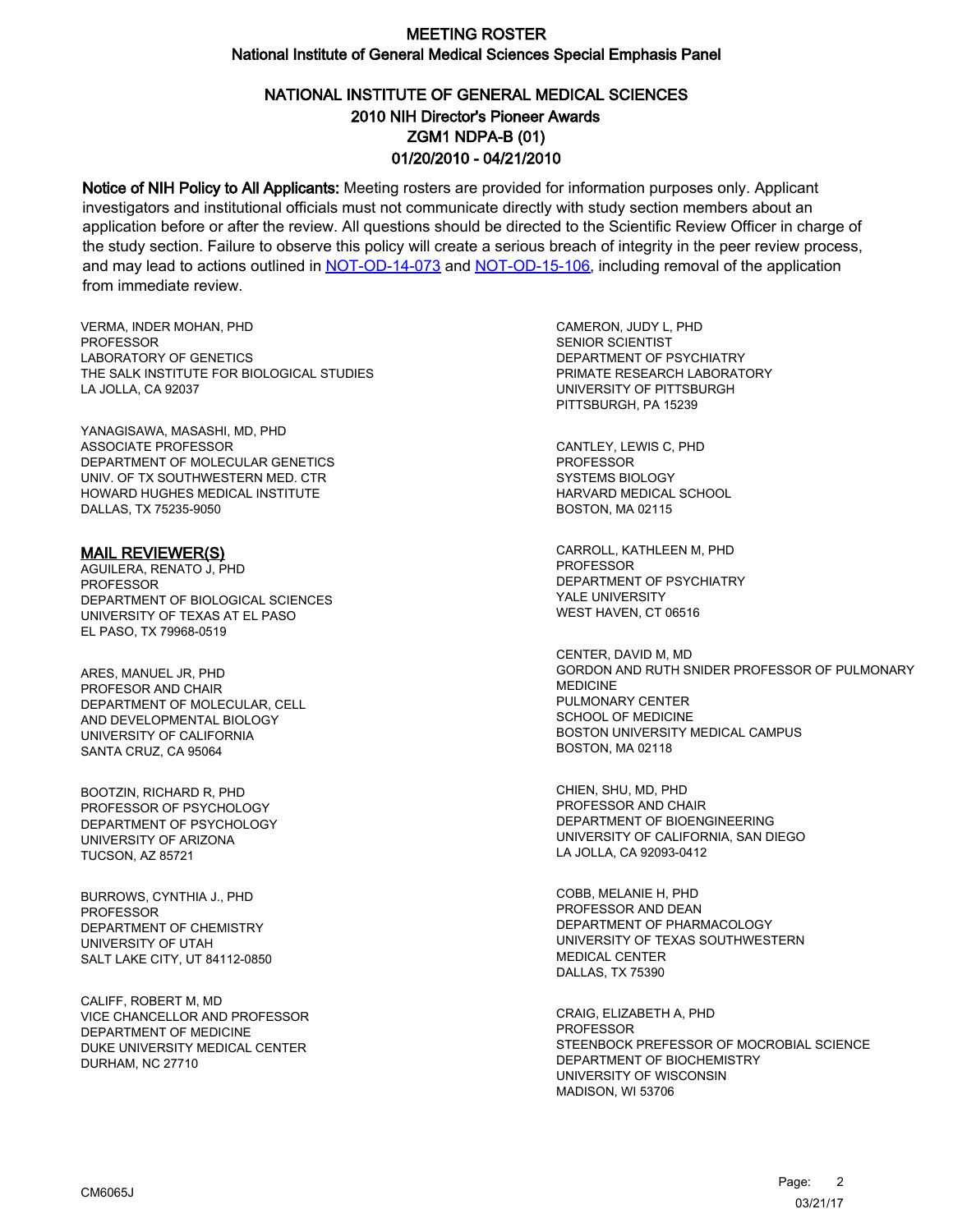# MEETING ROSTER

## National Institute of General Medical Sciences Special Emphasis Panel

### NATIONAL INSTITUTE OF GENERAL MEDICAL SCIENCES
### 2010 NIH Director's Pioneer Awards
### ZGM1 NDPA-B (01)
### 01/20/2010 - 04/21/2010

**Notice of NIH Policy to All Applicants:** Meeting rosters are provided for information purposes only. Applicant investigators and institutional officials must not communicate directly with study section members about an application before or after the review. All questions should be directed to the Scientific Review Officer in charge of the study section. Failure to observe this policy will create a serious breach of integrity in the peer review process, and may lead to actions outlined in NOT-OD-14-073 and NOT-OD-15-106, including removal of the application from immediate review.

VERMA, INDER MOHAN, PHD
PROFESSOR
LABORATORY OF GENETICS
THE SALK INSTITUTE FOR BIOLOGICAL STUDIES
LA JOLLA, CA 92037

YANAGISAWA, MASASHI, MD, PHD
ASSOCIATE PROFESSOR
DEPARTMENT OF MOLECULAR GENETICS
UNIV. OF TX SOUTHWESTERN MED. CTR
HOWARD HUGHES MEDICAL INSTITUTE
DALLAS, TX 75235-9050

**MAIL REVIEWER(S)**

AGUILERA, RENATO J, PHD
PROFESSOR
DEPARTMENT OF BIOLOGICAL SCIENCES
UNIVERSITY OF TEXAS AT EL PASO
EL PASO, TX 79968-0519

ARES, MANUEL JR, PHD
PROFESOR AND CHAIR
DEPARTMENT OF MOLECULAR, CELL
AND DEVELOPMENTAL BIOLOGY
UNIVERSITY OF CALIFORNIA
SANTA CRUZ, CA 95064

BOOTZIN, RICHARD R, PHD
PROFESSOR OF PSYCHOLOGY
DEPARTMENT OF PSYCHOLOGY
UNIVERSITY OF ARIZONA
TUCSON, AZ 85721

BURROWS, CYNTHIA J., PHD
PROFESSOR
DEPARTMENT OF CHEMISTRY
UNIVERSITY OF UTAH
SALT LAKE CITY, UT 84112-0850

CALIFF, ROBERT M, MD
VICE CHANCELLOR AND PROFESSOR
DEPARTMENT OF MEDICINE
DUKE UNIVERSITY MEDICAL CENTER
DURHAM, NC 27710

CAMERON, JUDY L, PHD
SENIOR SCIENTIST
DEPARTMENT OF PSYCHIATRY
PRIMATE RESEARCH LABORATORY
UNIVERSITY OF PITTSBURGH
PITTSBURGH, PA 15239

CANTLEY, LEWIS C, PHD
PROFESSOR
SYSTEMS BIOLOGY
HARVARD MEDICAL SCHOOL
BOSTON, MA 02115

CARROLL, KATHLEEN M, PHD
PROFESSOR
DEPARTMENT OF PSYCHIATRY
YALE UNIVERSITY
WEST HAVEN, CT 06516

CENTER, DAVID M, MD
GORDON AND RUTH SNIDER PROFESSOR OF PULMONARY MEDICINE
PULMONARY CENTER
SCHOOL OF MEDICINE
BOSTON UNIVERSITY MEDICAL CAMPUS
BOSTON, MA 02118

CHIEN, SHU, MD, PHD
PROFESSOR AND CHAIR
DEPARTMENT OF BIOENGINEERING
UNIVERSITY OF CALIFORNIA, SAN DIEGO
LA JOLLA, CA 92093-0412

COBB, MELANIE H, PHD
PROFESSOR AND DEAN
DEPARTMENT OF PHARMACOLOGY
UNIVERSITY OF TEXAS SOUTHWESTERN
MEDICAL CENTER
DALLAS, TX 75390

CRAIG, ELIZABETH A, PHD
PROFESSOR
STEENBOCK PREFESSOR OF MOCROBIAL SCIENCE
DEPARTMENT OF BIOCHEMISTRY
UNIVERSITY OF WISCONSIN
MADISON, WI 53706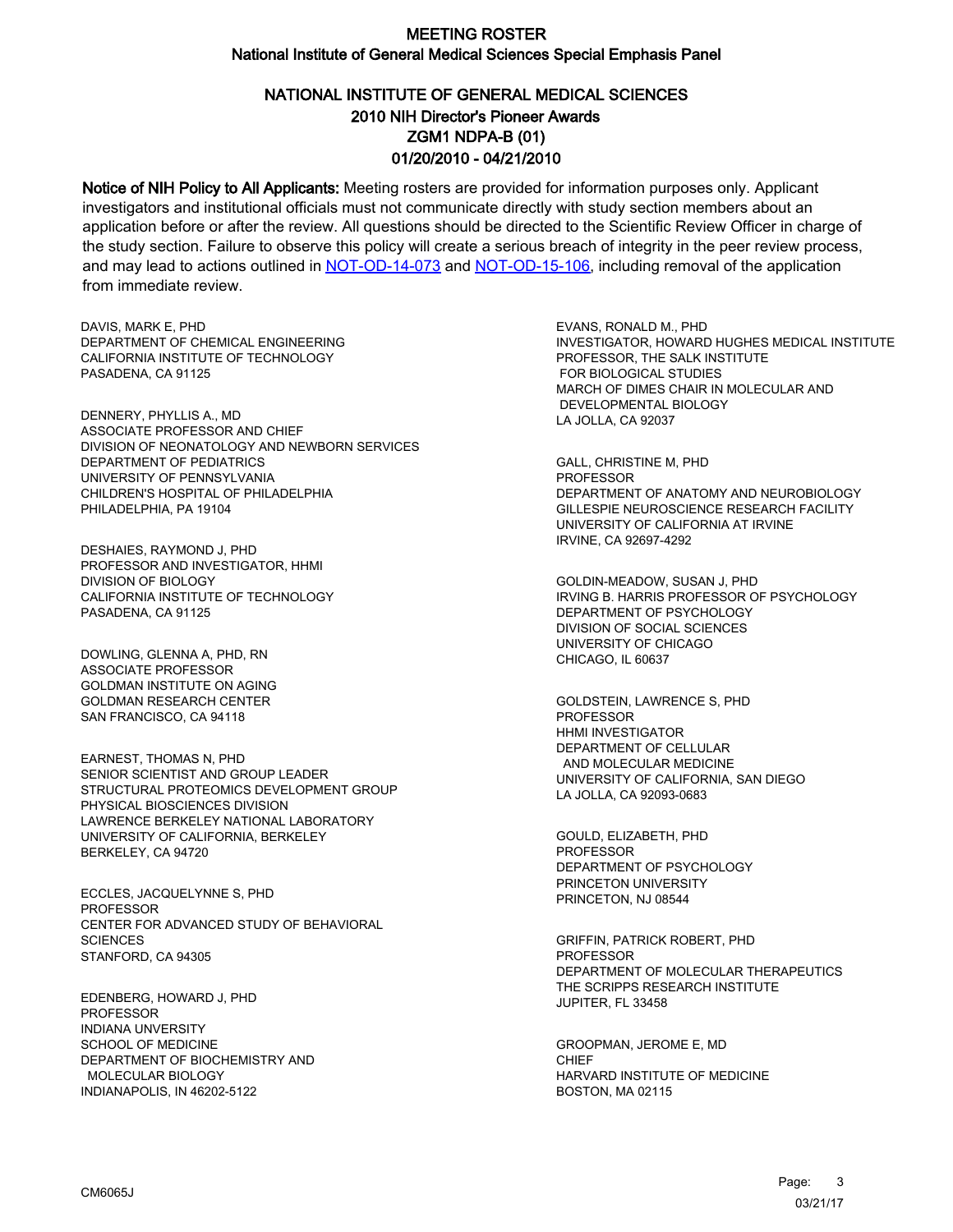# MEETING ROSTER

## National Institute of General Medical Sciences Special Emphasis Panel

### NATIONAL INSTITUTE OF GENERAL MEDICAL SCIENCES
### 2010 NIH Director's Pioneer Awards
### ZGM1 NDPA-B (01)
### 01/20/2010 - 04/21/2010

**Notice of NIH Policy to All Applicants:** Meeting rosters are provided for information purposes only. Applicant investigators and institutional officials must not communicate directly with study section members about an application before or after the review. All questions should be directed to the Scientific Review Officer in charge of the study section. Failure to observe this policy will create a serious breach of integrity in the peer review process, and may lead to actions outlined in NOT-OD-14-073 and NOT-OD-15-106, including removal of the application from immediate review.

DAVIS, MARK E, PHD
DEPARTMENT OF CHEMICAL ENGINEERING
CALIFORNIA INSTITUTE OF TECHNOLOGY
PASADENA, CA 91125

DENNERY, PHYLLIS A., MD
ASSOCIATE PROFESSOR AND CHIEF
DIVISION OF NEONATOLOGY AND NEWBORN SERVICES
DEPARTMENT OF PEDIATRICS
UNIVERSITY OF PENNSYLVANIA
CHILDREN'S HOSPITAL OF PHILADELPHIA
PHILADELPHIA, PA 19104

DESHAIES, RAYMOND J, PHD
PROFESSOR AND INVESTIGATOR, HHMI
DIVISION OF BIOLOGY
CALIFORNIA INSTITUTE OF TECHNOLOGY
PASADENA, CA 91125

DOWLING, GLENNA A, PHD, RN
ASSOCIATE PROFESSOR
GOLDMAN INSTITUTE ON AGING
GOLDMAN RESEARCH CENTER
SAN FRANCISCO, CA 94118

EARNEST, THOMAS N, PHD
SENIOR SCIENTIST AND GROUP LEADER
STRUCTURAL PROTEOMICS DEVELOPMENT GROUP
PHYSICAL BIOSCIENCES DIVISION
LAWRENCE BERKELEY NATIONAL LABORATORY
UNIVERSITY OF CALIFORNIA, BERKELEY
BERKELEY, CA 94720

ECCLES, JACQUELYNNE S, PHD
PROFESSOR
CENTER FOR ADVANCED STUDY OF BEHAVIORAL SCIENCES
STANFORD, CA 94305

EDENBERG, HOWARD J, PHD
PROFESSOR
INDIANA UNVERSITY
SCHOOL OF MEDICINE
DEPARTMENT OF BIOCHEMISTRY AND MOLECULAR BIOLOGY
INDIANAPOLIS, IN 46202-5122

EVANS, RONALD M., PHD
INVESTIGATOR, HOWARD HUGHES MEDICAL INSTITUTE
PROFESSOR, THE SALK INSTITUTE FOR BIOLOGICAL STUDIES
MARCH OF DIMES CHAIR IN MOLECULAR AND DEVELOPMENTAL BIOLOGY
LA JOLLA, CA 92037

GALL, CHRISTINE M, PHD
PROFESSOR
DEPARTMENT OF ANATOMY AND NEUROBIOLOGY
GILLESPIE NEUROSCIENCE RESEARCH FACILITY
UNIVERSITY OF CALIFORNIA AT IRVINE
IRVINE, CA 92697-4292

GOLDIN-MEADOW, SUSAN J, PHD
IRVING B. HARRIS PROFESSOR OF PSYCHOLOGY
DEPARTMENT OF PSYCHOLOGY
DIVISION OF SOCIAL SCIENCES
UNIVERSITY OF CHICAGO
CHICAGO, IL 60637

GOLDSTEIN, LAWRENCE S, PHD
PROFESSOR
HHMI INVESTIGATOR
DEPARTMENT OF CELLULAR AND MOLECULAR MEDICINE
UNIVERSITY OF CALIFORNIA, SAN DIEGO
LA JOLLA, CA 92093-0683

GOULD, ELIZABETH, PHD
PROFESSOR
DEPARTMENT OF PSYCHOLOGY
PRINCETON UNIVERSITY
PRINCETON, NJ 08544

GRIFFIN, PATRICK ROBERT, PHD
PROFESSOR
DEPARTMENT OF MOLECULAR THERAPEUTICS
THE SCRIPPS RESEARCH INSTITUTE
JUPITER, FL 33458

GROOPMAN, JEROME E, MD
CHIEF
HARVARD INSTITUTE OF MEDICINE
BOSTON, MA 02115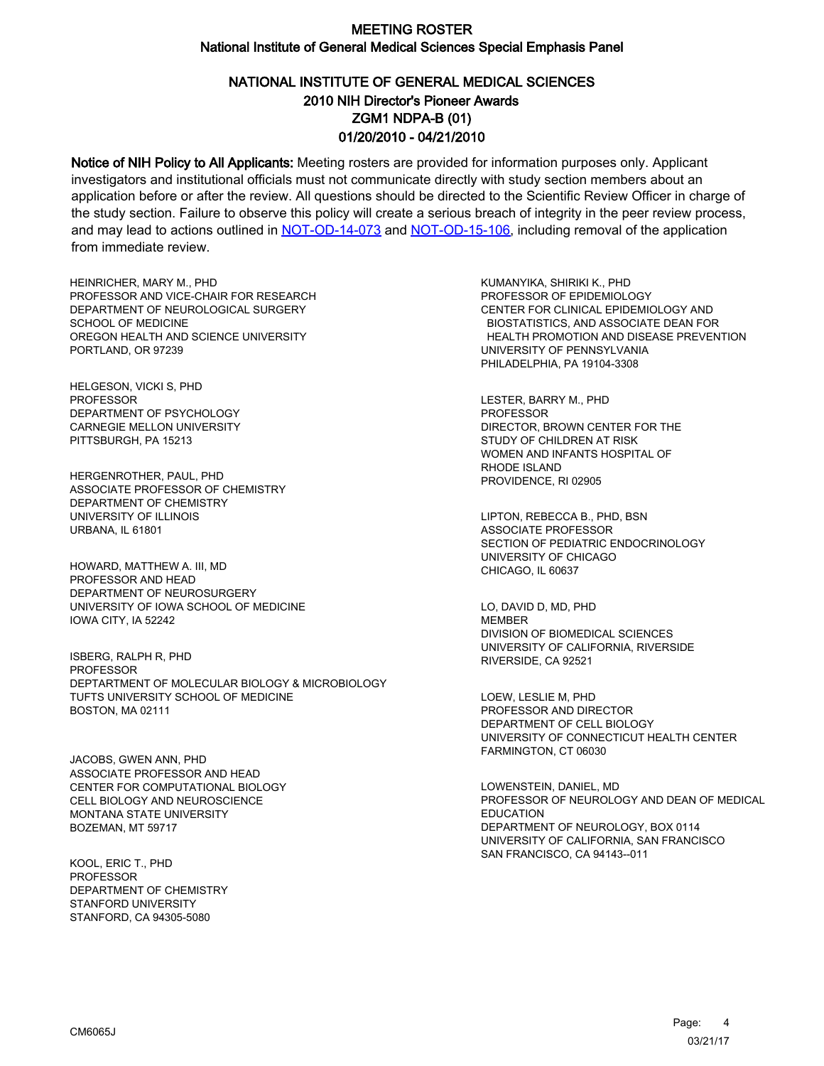# MEETING ROSTER

## National Institute of General Medical Sciences Special Emphasis Panel

### NATIONAL INSTITUTE OF GENERAL MEDICAL SCIENCES
### 2010 NIH Director's Pioneer Awards
### ZGM1 NDPA-B (01)
### 01/20/2010 - 04/21/2010

**Notice of NIH Policy to All Applicants:** Meeting rosters are provided for information purposes only. Applicant investigators and institutional officials must not communicate directly with study section members about an application before or after the review. All questions should be directed to the Scientific Review Officer in charge of the study section. Failure to observe this policy will create a serious breach of integrity in the peer review process, and may lead to actions outlined in NOT-OD-14-073 and NOT-OD-15-106, including removal of the application from immediate review.

HEINRICHER, MARY M., PHD
PROFESSOR AND VICE-CHAIR FOR RESEARCH
DEPARTMENT OF NEUROLOGICAL SURGERY
SCHOOL OF MEDICINE
OREGON HEALTH AND SCIENCE UNIVERSITY
PORTLAND, OR 97239

HELGESON, VICKI S, PHD
PROFESSOR
DEPARTMENT OF PSYCHOLOGY
CARNEGIE MELLON UNIVERSITY
PITTSBURGH, PA 15213

HERGENROTHER, PAUL, PHD
ASSOCIATE PROFESSOR OF CHEMISTRY
DEPARTMENT OF CHEMISTRY
UNIVERSITY OF ILLINOIS
URBANA, IL 61801

HOWARD, MATTHEW A. III, MD
PROFESSOR AND HEAD
DEPARTMENT OF NEUROSURGERY
UNIVERSITY OF IOWA SCHOOL OF MEDICINE
IOWA CITY, IA 52242

ISBERG, RALPH R, PHD
PROFESSOR
DEPTARTMENT OF MOLECULAR BIOLOGY & MICROBIOLOGY
TUFTS UNIVERSITY SCHOOL OF MEDICINE
BOSTON, MA 02111

JACOBS, GWEN ANN, PHD
ASSOCIATE PROFESSOR AND HEAD
CENTER FOR COMPUTATIONAL BIOLOGY
CELL BIOLOGY AND NEUROSCIENCE
MONTANA STATE UNIVERSITY
BOZEMAN, MT 59717

KOOL, ERIC T., PHD
PROFESSOR
DEPARTMENT OF CHEMISTRY
STANFORD UNIVERSITY
STANFORD, CA 94305-5080

KUMANYIKA, SHIRIKI K., PHD
PROFESSOR OF EPIDEMIOLOGY
CENTER FOR CLINICAL EPIDEMIOLOGY AND BIOSTATISTICS, AND ASSOCIATE DEAN FOR HEALTH PROMOTION AND DISEASE PREVENTION
UNIVERSITY OF PENNSYLVANIA
PHILADELPHIA, PA 19104-3308

LESTER, BARRY M., PHD
PROFESSOR
DIRECTOR, BROWN CENTER FOR THE STUDY OF CHILDREN AT RISK
WOMEN AND INFANTS HOSPITAL OF RHODE ISLAND
PROVIDENCE, RI 02905

LIPTON, REBECCA B., PHD, BSN
ASSOCIATE PROFESSOR
SECTION OF PEDIATRIC ENDOCRINOLOGY
UNIVERSITY OF CHICAGO
CHICAGO, IL 60637

LO, DAVID D, MD, PHD
MEMBER
DIVISION OF BIOMEDICAL SCIENCES
UNIVERSITY OF CALIFORNIA, RIVERSIDE
RIVERSIDE, CA 92521

LOEW, LESLIE M, PHD
PROFESSOR AND DIRECTOR
DEPARTMENT OF CELL BIOLOGY
UNIVERSITY OF CONNECTICUT HEALTH CENTER
FARMINGTON, CT 06030

LOWENSTEIN, DANIEL, MD
PROFESSOR OF NEUROLOGY AND DEAN OF MEDICAL EDUCATION
DEPARTMENT OF NEUROLOGY, BOX 0114
UNIVERSITY OF CALIFORNIA, SAN FRANCISCO
SAN FRANCISCO, CA 94143--011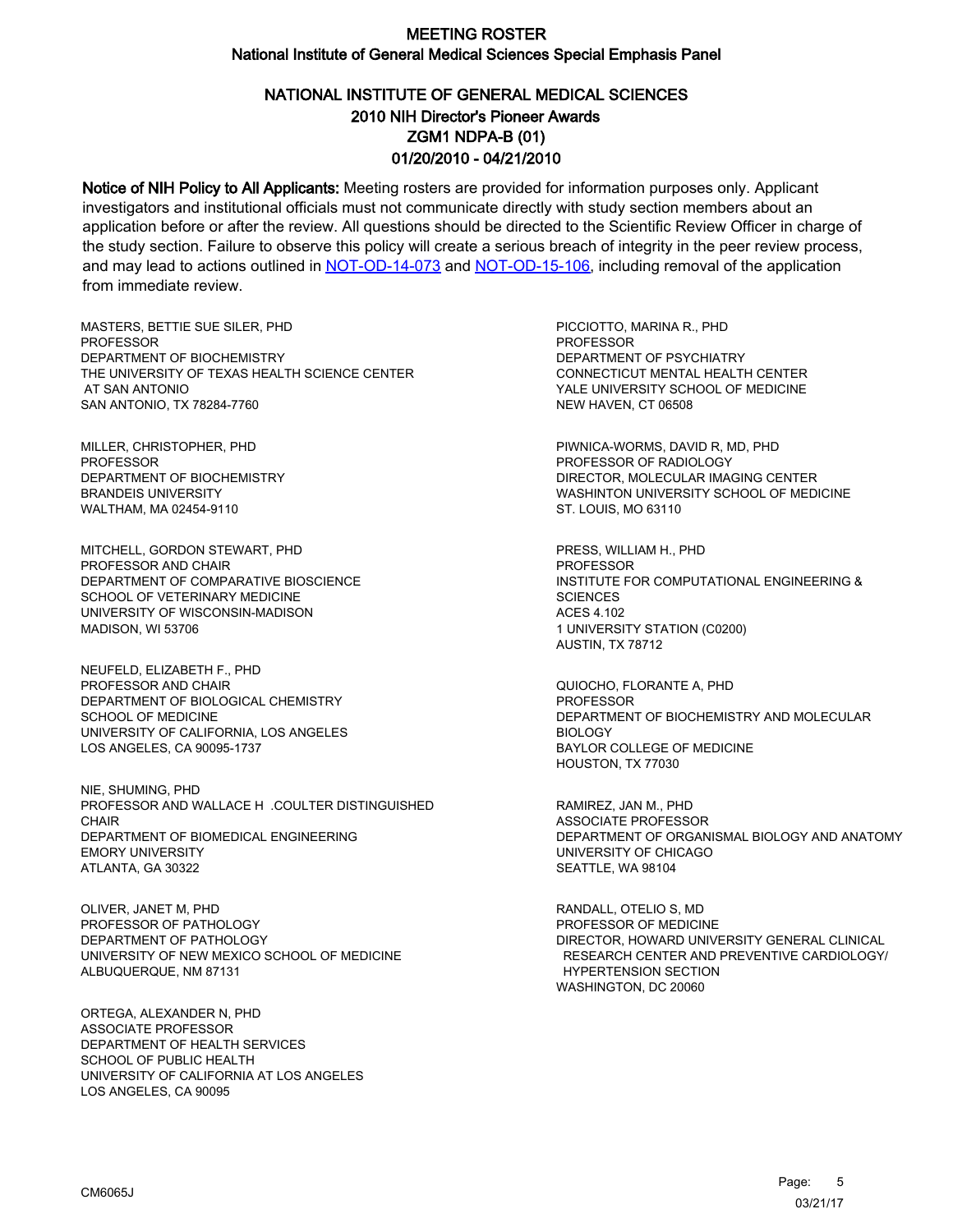# MEETING ROSTER
## National Institute of General Medical Sciences Special Emphasis Panel

## NATIONAL INSTITUTE OF GENERAL MEDICAL SCIENCES
## 2010 NIH Director's Pioneer Awards
## ZGM1 NDPA-B (01)
## 01/20/2010 - 04/21/2010

**Notice of NIH Policy to All Applicants:** Meeting rosters are provided for information purposes only. Applicant investigators and institutional officials must not communicate directly with study section members about an application before or after the review. All questions should be directed to the Scientific Review Officer in charge of the study section. Failure to observe this policy will create a serious breach of integrity in the peer review process, and may lead to actions outlined in NOT-OD-14-073 and NOT-OD-15-106, including removal of the application from immediate review.

MASTERS, BETTIE SUE SILER, PHD
PROFESSOR
DEPARTMENT OF BIOCHEMISTRY
THE UNIVERSITY OF TEXAS HEALTH SCIENCE CENTER
AT SAN ANTONIO
SAN ANTONIO, TX 78284-7760

MILLER, CHRISTOPHER, PHD
PROFESSOR
DEPARTMENT OF BIOCHEMISTRY
BRANDEIS UNIVERSITY
WALTHAM, MA 02454-9110

MITCHELL, GORDON STEWART, PHD
PROFESSOR AND CHAIR
DEPARTMENT OF COMPARATIVE BIOSCIENCE
SCHOOL OF VETERINARY MEDICINE
UNIVERSITY OF WISCONSIN-MADISON
MADISON, WI 53706

NEUFELD, ELIZABETH F., PHD
PROFESSOR AND CHAIR
DEPARTMENT OF BIOLOGICAL CHEMISTRY
SCHOOL OF MEDICINE
UNIVERSITY OF CALIFORNIA, LOS ANGELES
LOS ANGELES, CA 90095-1737

NIE, SHUMING, PHD
PROFESSOR AND WALLACE H .COULTER DISTINGUISHED CHAIR
DEPARTMENT OF BIOMEDICAL ENGINEERING
EMORY UNIVERSITY
ATLANTA, GA 30322

OLIVER, JANET M, PHD
PROFESSOR OF PATHOLOGY
DEPARTMENT OF PATHOLOGY
UNIVERSITY OF NEW MEXICO SCHOOL OF MEDICINE
ALBUQUERQUE, NM 87131

ORTEGA, ALEXANDER N, PHD
ASSOCIATE PROFESSOR
DEPARTMENT OF HEALTH SERVICES
SCHOOL OF PUBLIC HEALTH
UNIVERSITY OF CALIFORNIA AT LOS ANGELES
LOS ANGELES, CA 90095

PICCIOTTO, MARINA R., PHD
PROFESSOR
DEPARTMENT OF PSYCHIATRY
CONNECTICUT MENTAL HEALTH CENTER
YALE UNIVERSITY SCHOOL OF MEDICINE
NEW HAVEN, CT 06508

PIWNICA-WORMS, DAVID R, MD, PHD
PROFESSOR OF RADIOLOGY
DIRECTOR, MOLECULAR IMAGING CENTER
WASHINTON UNIVERSITY SCHOOL OF MEDICINE
ST. LOUIS, MO 63110

PRESS, WILLIAM H., PHD
PROFESSOR
INSTITUTE FOR COMPUTATIONAL ENGINEERING & SCIENCES
ACES 4.102
1 UNIVERSITY STATION (C0200)
AUSTIN, TX 78712

QUIOCHO, FLORANTE A, PHD
PROFESSOR
DEPARTMENT OF BIOCHEMISTRY AND MOLECULAR BIOLOGY
BAYLOR COLLEGE OF MEDICINE
HOUSTON, TX 77030

RAMIREZ, JAN M., PHD
ASSOCIATE PROFESSOR
DEPARTMENT OF ORGANISMAL BIOLOGY AND ANATOMY
UNIVERSITY OF CHICAGO
SEATTLE, WA 98104

RANDALL, OTELIO S, MD
PROFESSOR OF MEDICINE
DIRECTOR, HOWARD UNIVERSITY GENERAL CLINICAL RESEARCH CENTER AND PREVENTIVE CARDIOLOGY/ HYPERTENSION SECTION
WASHINGTON, DC 20060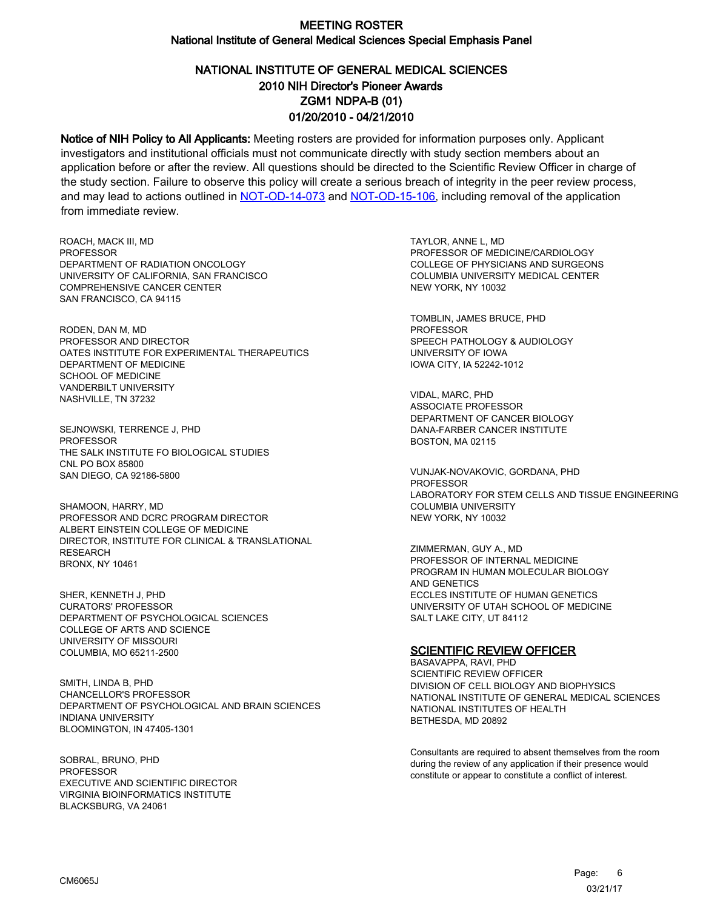# MEETING ROSTER

## National Institute of General Medical Sciences Special Emphasis Panel

### NATIONAL INSTITUTE OF GENERAL MEDICAL SCIENCES
### 2010 NIH Director's Pioneer Awards
### ZGM1 NDPA-B (01)
### 01/20/2010 - 04/21/2010

**Notice of NIH Policy to All Applicants:** Meeting rosters are provided for information purposes only. Applicant investigators and institutional officials must not communicate directly with study section members about an application before or after the review. All questions should be directed to the Scientific Review Officer in charge of the study section. Failure to observe this policy will create a serious breach of integrity in the peer review process, and may lead to actions outlined in NOT-OD-14-073 and NOT-OD-15-106, including removal of the application from immediate review.

ROACH, MACK III, MD
PROFESSOR
DEPARTMENT OF RADIATION ONCOLOGY
UNIVERSITY OF CALIFORNIA, SAN FRANCISCO
COMPREHENSIVE CANCER CENTER
SAN FRANCISCO, CA 94115

RODEN, DAN M, MD
PROFESSOR AND DIRECTOR
OATES INSTITUTE FOR EXPERIMENTAL THERAPEUTICS
DEPARTMENT OF MEDICINE
SCHOOL OF MEDICINE
VANDERBILT UNIVERSITY
NASHVILLE, TN 37232

SEJNOWSKI, TERRENCE J, PHD
PROFESSOR
THE SALK INSTITUTE FO BIOLOGICAL STUDIES
CNL PO BOX 85800
SAN DIEGO, CA 92186-5800

SHAMOON, HARRY, MD
PROFESSOR AND DCRC PROGRAM DIRECTOR
ALBERT EINSTEIN COLLEGE OF MEDICINE
DIRECTOR, INSTITUTE FOR CLINICAL & TRANSLATIONAL RESEARCH
BRONX, NY 10461

SHER, KENNETH J, PHD
CURATORS' PROFESSOR
DEPARTMENT OF PSYCHOLOGICAL SCIENCES
COLLEGE OF ARTS AND SCIENCE
UNIVERSITY OF MISSOURI
COLUMBIA, MO 65211-2500

SMITH, LINDA B, PHD
CHANCELLOR'S PROFESSOR
DEPARTMENT OF PSYCHOLOGICAL AND BRAIN SCIENCES
INDIANA UNIVERSITY
BLOOMINGTON, IN 47405-1301

SOBRAL, BRUNO, PHD
PROFESSOR
EXECUTIVE AND SCIENTIFIC DIRECTOR
VIRGINIA BIOINFORMATICS INSTITUTE
BLACKSBURG, VA 24061

TAYLOR, ANNE L, MD
PROFESSOR OF MEDICINE/CARDIOLOGY
COLLEGE OF PHYSICIANS AND SURGEONS
COLUMBIA UNIVERSITY MEDICAL CENTER
NEW YORK, NY 10032

TOMBLIN, JAMES BRUCE, PHD
PROFESSOR
SPEECH PATHOLOGY & AUDIOLOGY
UNIVERSITY OF IOWA
IOWA CITY, IA 52242-1012

VIDAL, MARC, PHD
ASSOCIATE PROFESSOR
DEPARTMENT OF CANCER BIOLOGY
DANA-FARBER CANCER INSTITUTE
BOSTON, MA 02115

VUNJAK-NOVAKOVIC, GORDANA, PHD
PROFESSOR
LABORATORY FOR STEM CELLS AND TISSUE ENGINEERING
COLUMBIA UNIVERSITY
NEW YORK, NY 10032

ZIMMERMAN, GUY A., MD
PROFESSOR OF INTERNAL MEDICINE
PROGRAM IN HUMAN MOLECULAR BIOLOGY AND GENETICS
ECCLES INSTITUTE OF HUMAN GENETICS
UNIVERSITY OF UTAH SCHOOL OF MEDICINE
SALT LAKE CITY, UT 84112

## SCIENTIFIC REVIEW OFFICER

BASAVAPPA, RAVI, PHD
SCIENTIFIC REVIEW OFFICER
DIVISION OF CELL BIOLOGY AND BIOPHYSICS
NATIONAL INSTITUTE OF GENERAL MEDICAL SCIENCES
NATIONAL INSTITUTES OF HEALTH
BETHESDA, MD 20892

Consultants are required to absent themselves from the room during the review of any application if their presence would constitute or appear to constitute a conflict of interest.